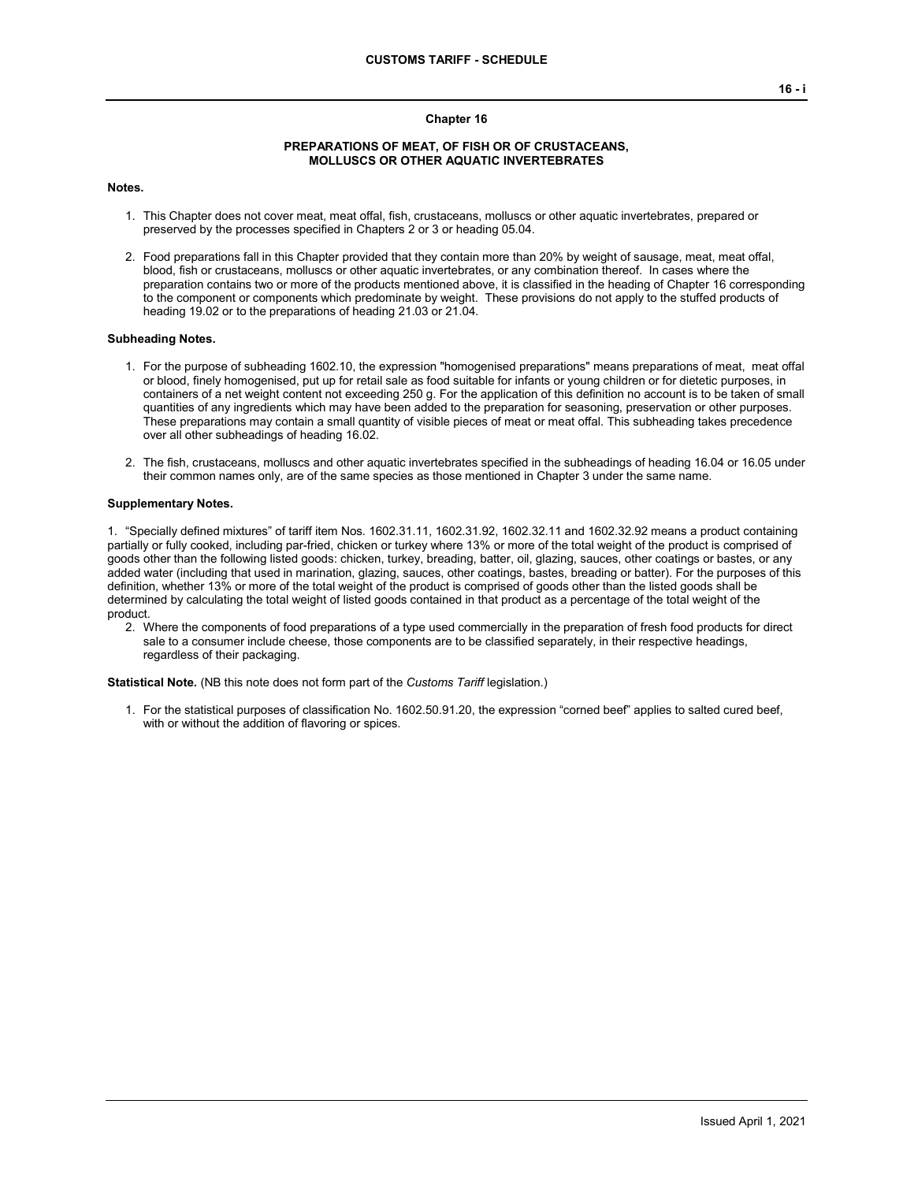## Chapter 16

### PREPARATIONS OF MEAT, OF FISH OR OF CRUSTACEANS, MOLLUSCS OR OTHER AQUATIC INVERTEBRATES

**Notes.**

1. This Chapter does not cover meat, meat offal, fish, crustaceans, molluscs or other aquatic invertebrates, prepared or preserved by the processes specified in Chapters 2 or 3 or heading 05.04.

2. Food preparations fall in this Chapter provided that they contain more than 20% by weight of sausage, meat, meat offal, blood, fish or crustaceans, molluscs or other aquatic invertebrates, or any combination thereof. In cases where the preparation contains two or more of the products mentioned above, it is classified in the heading of Chapter 16 corresponding to the component or components which predominate by weight. These provisions do not apply to the stuffed products of heading 19.02 or to the preparations of heading 21.03 or 21.04.

**Subheading Notes.**

1. For the purpose of subheading 1602.10, the expression "homogenised preparations" means preparations of meat, meat offal or blood, finely homogenised, put up for retail sale as food suitable for infants or young children or for dietetic purposes, in containers of a net weight content not exceeding 250 g. For the application of this definition no account is to be taken of small quantities of any ingredients which may have been added to the preparation for seasoning, preservation or other purposes. These preparations may contain a small quantity of visible pieces of meat or meat offal. This subheading takes precedence over all other subheadings of heading 16.02.

2. The fish, crustaceans, molluscs and other aquatic invertebrates specified in the subheadings of heading 16.04 or 16.05 under their common names only, are of the same species as those mentioned in Chapter 3 under the same name.

**Supplementary Notes.**

1. "Specially defined mixtures" of tariff item Nos. 1602.31.11, 1602.31.92, 1602.32.11 and 1602.32.92 means a product containing partially or fully cooked, including par-fried, chicken or turkey where 13% or more of the total weight of the product is comprised of goods other than the following listed goods: chicken, turkey, breading, batter, oil, glazing, sauces, other coatings or bastes, or any added water (including that used in marination, glazing, sauces, other coatings, bastes, breading or batter). For the purposes of this definition, whether 13% or more of the total weight of the product is comprised of goods other than the listed goods shall be determined by calculating the total weight of listed goods contained in that product as a percentage of the total weight of the product.

2. Where the components of food preparations of a type used commercially in the preparation of fresh food products for direct sale to a consumer include cheese, those components are to be classified separately, in their respective headings, regardless of their packaging.

**Statistical Note.** (NB this note does not form part of the *Customs Tariff* legislation.)

1. For the statistical purposes of classification No. 1602.50.91.20, the expression "corned beef" applies to salted cured beef, with or without the addition of flavoring or spices.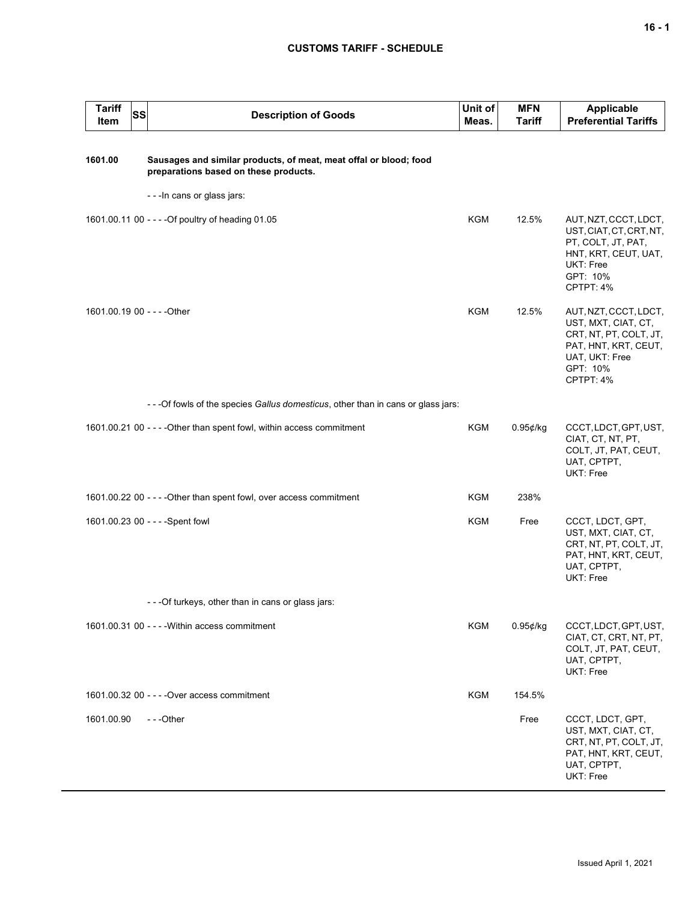## CUSTOMS TARIFF - SCHEDULE

| Tariff Item | SS | Description of Goods | Unit of Meas. | MFN Tariff | Applicable Preferential Tariffs |
|---|---|---|---|---|---|
| **1601.00** | | **Sausages and similar products, of meat, meat offal or blood; food preparations based on these products.** | | | |
| | | - - -In cans or glass jars: | | | |
| 1601.00.11 | 00 | - - - -Of poultry of heading 01.05 | KGM | 12.5% | AUT, NZT, CCCT, LDCT, UST, CIAT, CT, CRT, NT, PT, COLT, JT, PAT, HNT, KRT, CEUT, UAT, UKT: Free<br>GPT: 10%<br>CPTPT: 4% |
| 1601.00.19 | 00 | - - - -Other | KGM | 12.5% | AUT, NZT, CCCT, LDCT, UST, MXT, CIAT, CT, CRT, NT, PT, COLT, JT, PAT, HNT, KRT, CEUT, UAT, UKT: Free<br>GPT: 10%<br>CPTPT: 4% |
| | | - - -Of fowls of the species *Gallus domesticus*, other than in cans or glass jars: | | | |
| 1601.00.21 | 00 | - - - -Other than spent fowl, within access commitment | KGM | 0.95¢/kg | CCCT, LDCT, GPT, UST, CIAT, CT, NT, PT, COLT, JT, PAT, CEUT, UAT, CPTPT, UKT: Free |
| 1601.00.22 | 00 | - - - -Other than spent fowl, over access commitment | KGM | 238% | |
| 1601.00.23 | 00 | - - - -Spent fowl | KGM | Free | CCCT, LDCT, GPT, UST, MXT, CIAT, CT, CRT, NT, PT, COLT, JT, PAT, HNT, KRT, CEUT, UAT, CPTPT, UKT: Free |
| | | - - -Of turkeys, other than in cans or glass jars: | | | |
| 1601.00.31 | 00 | - - - -Within access commitment | KGM | 0.95¢/kg | CCCT, LDCT, GPT, UST, CIAT, CT, CRT, NT, PT, COLT, JT, PAT, CEUT, UAT, CPTPT, UKT: Free |
| 1601.00.32 | 00 | - - - -Over access commitment | KGM | 154.5% | |
| 1601.00.90 | | - - -Other | | Free | CCCT, LDCT, GPT, UST, MXT, CIAT, CT, CRT, NT, PT, COLT, JT, PAT, HNT, KRT, CEUT, UAT, CPTPT, UKT: Free |

Issued April 1, 2021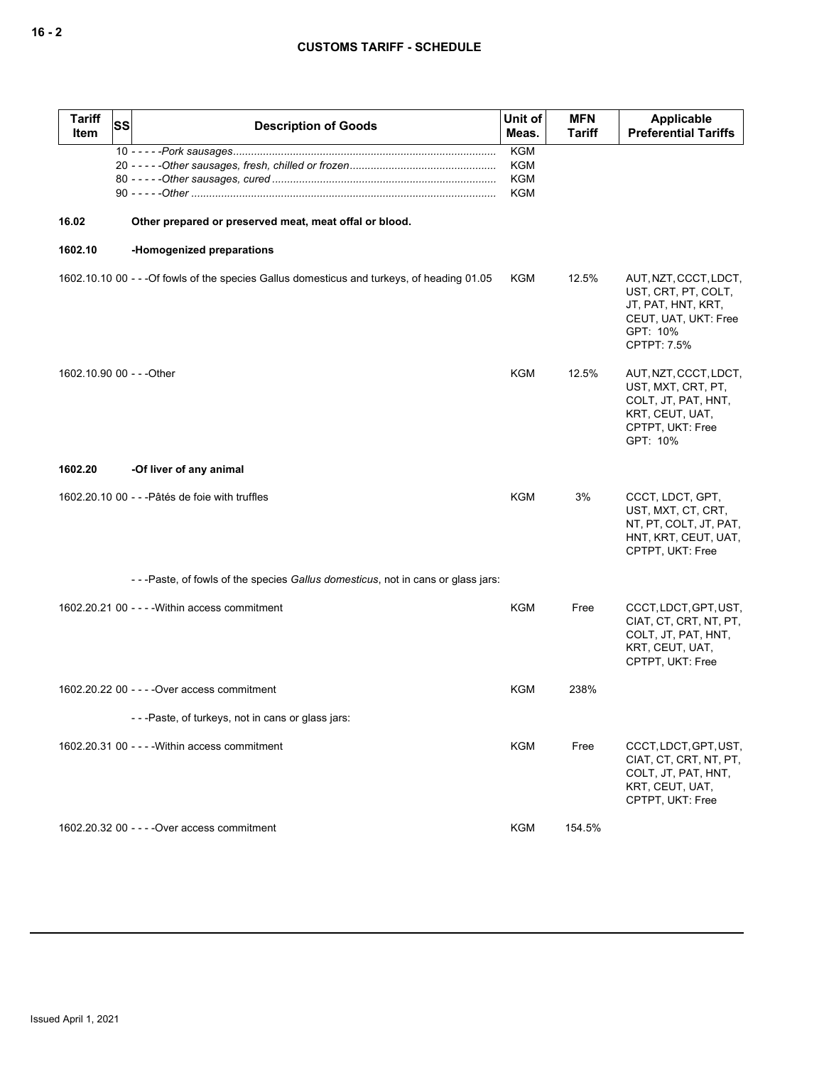| Tariff Item | SS | Description of Goods | Unit of Meas. | MFN Tariff | Applicable Preferential Tariffs |
|---|---|---|---|---|---|
| | | 10 - - - - -*Pork sausages* | KGM | | |
| | | 20 - - - - -*Other sausages, fresh, chilled or frozen* | KGM | | |
| | | 80 - - - - -*Other sausages, cured* | KGM | | |
| | | 90 - - - - -*Other* | KGM | | |
| **16.02** | | **Other prepared or preserved meat, meat offal or blood.** | | | |
| **1602.10** | | **-Homogenized preparations** | | | |
| 1602.10.10 | 00 | - - -Of fowls of the species Gallus domesticus and turkeys, of heading 01.05 | KGM | 12.5% | AUT, NZT, CCCT, LDCT, UST, CRT, PT, COLT, JT, PAT, HNT, KRT, CEUT, UAT, UKT: Free<br>GPT: 10%<br>CPTPT: 7.5% |
| 1602.10.90 | 00 | - - -Other | KGM | 12.5% | AUT, NZT, CCCT, LDCT, UST, MXT, CRT, PT, COLT, JT, PAT, HNT, KRT, CEUT, UAT, CPTPT, UKT: Free<br>GPT: 10% |
| **1602.20** | | **-Of liver of any animal** | | | |
| 1602.20.10 | 00 | - - -Pâtés de foie with truffles | KGM | 3% | CCCT, LDCT, GPT, UST, MXT, CT, CRT, NT, PT, COLT, JT, PAT, HNT, KRT, CEUT, UAT, CPTPT, UKT: Free |
| | | - - -Paste, of fowls of the species *Gallus domesticus*, not in cans or glass jars: | | | |
| 1602.20.21 | 00 | - - - -Within access commitment | KGM | Free | CCCT, LDCT, GPT, UST, CIAT, CT, CRT, NT, PT, COLT, JT, PAT, HNT, KRT, CEUT, UAT, CPTPT, UKT: Free |
| 1602.20.22 | 00 | - - - -Over access commitment | KGM | 238% | |
| | | - - -Paste, of turkeys, not in cans or glass jars: | | | |
| 1602.20.31 | 00 | - - - -Within access commitment | KGM | Free | CCCT, LDCT, GPT, UST, CIAT, CT, CRT, NT, PT, COLT, JT, PAT, HNT, KRT, CEUT, UAT, CPTPT, UKT: Free |
| 1602.20.32 | 00 | - - - -Over access commitment | KGM | 154.5% | |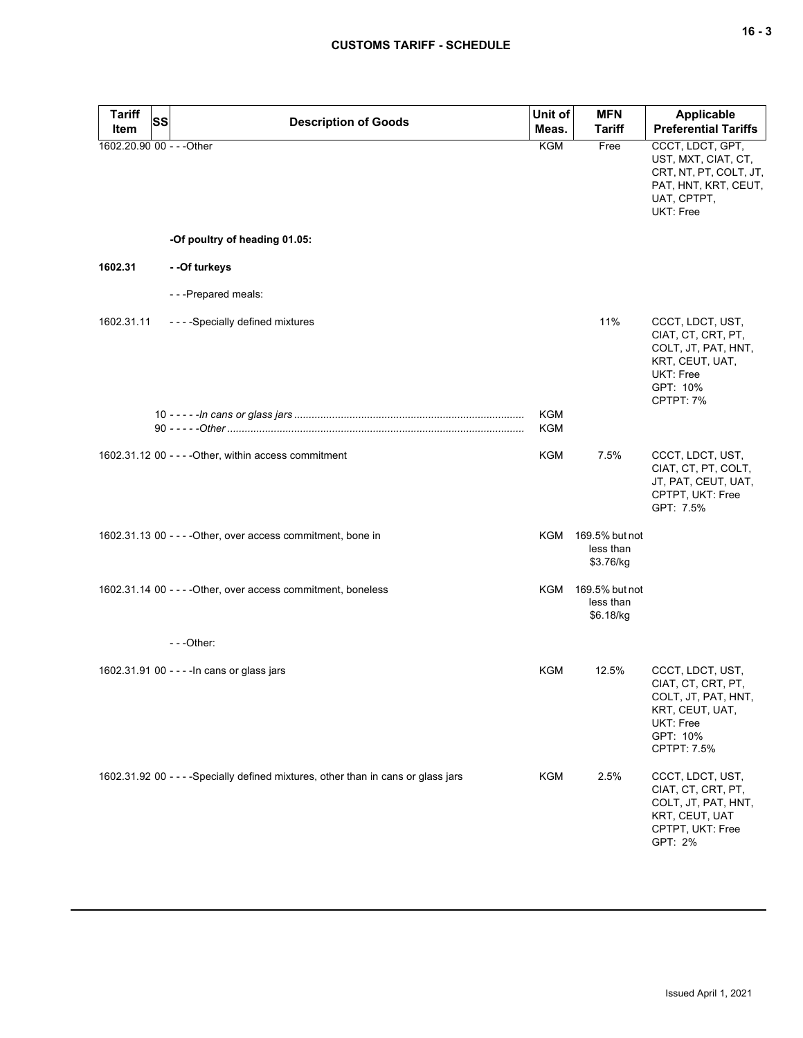| Tariff Item | SS | Description of Goods | Unit of Meas. | MFN Tariff | Applicable Preferential Tariffs |
|---|---|---|---|---|---|
| 1602.20.90 | 00 | - - -Other | KGM | Free | CCCT, LDCT, GPT, UST, MXT, CIAT, CT, CRT, NT, PT, COLT, JT, PAT, HNT, KRT, CEUT, UAT, CPTPT, UKT: Free |
| | | **-Of poultry of heading 01.05:** | | | |
| **1602.31** | | **- -Of turkeys** | | | |
| | | - - -Prepared meals: | | | |
| 1602.31.11 | | - - - -Specially defined mixtures | | 11% | CCCT, LDCT, UST, CIAT, CT, CRT, PT, COLT, JT, PAT, HNT, KRT, CEUT, UAT, UKT: Free<br>GPT: 10%<br>CPTPT: 7% |
| | 10 | - - - - -*In cans or glass jars* | KGM | | |
| | 90 | - - - - -*Other* | KGM | | |
| 1602.31.12 | 00 | - - - -Other, within access commitment | KGM | 7.5% | CCCT, LDCT, UST, CIAT, CT, PT, COLT, JT, PAT, CEUT, UAT, CPTPT, UKT: Free<br>GPT: 7.5% |
| 1602.31.13 | 00 | - - - -Other, over access commitment, bone in | KGM | 169.5% but not less than $3.76/kg | |
| 1602.31.14 | 00 | - - - -Other, over access commitment, boneless | KGM | 169.5% but not less than $6.18/kg | |
| | | - - -Other: | | | |
| 1602.31.91 | 00 | - - - -In cans or glass jars | KGM | 12.5% | CCCT, LDCT, UST, CIAT, CT, CRT, PT, COLT, JT, PAT, HNT, KRT, CEUT, UAT, UKT: Free<br>GPT: 10%<br>CPTPT: 7.5% |
| 1602.31.92 | 00 | - - - -Specially defined mixtures, other than in cans or glass jars | KGM | 2.5% | CCCT, LDCT, UST, CIAT, CT, CRT, PT, COLT, JT, PAT, HNT, KRT, CEUT, UAT CPTPT, UKT: Free<br>GPT: 2% |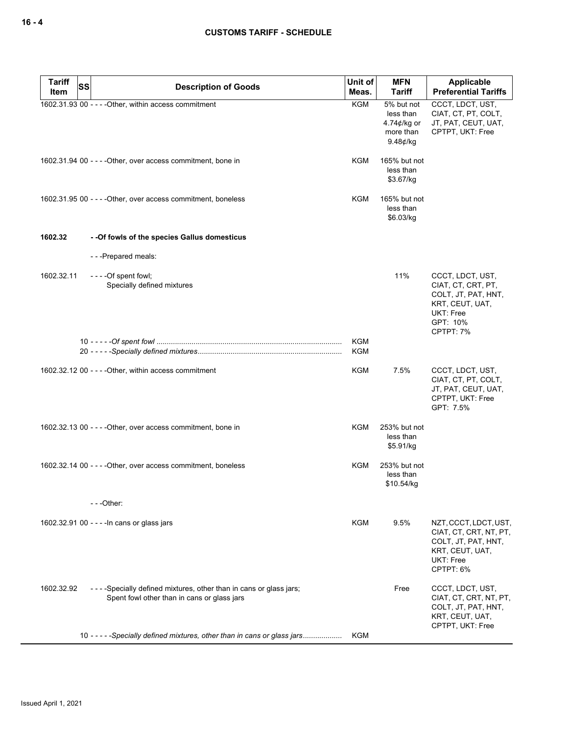| Tariff Item | SS | Description of Goods | Unit of Meas. | MFN Tariff | Applicable Preferential Tariffs |
|---|---|---|---|---|---|
| 1602.31.93 | 00 | - - - -Other, within access commitment | KGM | 5% but not less than 4.74¢/kg or more than 9.48¢/kg | CCCT, LDCT, UST, CIAT, CT, PT, COLT, JT, PAT, CEUT, UAT, CPTPT, UKT: Free |
| 1602.31.94 | 00 | - - - -Other, over access commitment, bone in | KGM | 165% but not less than $3.67/kg | |
| 1602.31.95 | 00 | - - - -Other, over access commitment, boneless | KGM | 165% but not less than $6.03/kg | |
| **1602.32** | | **- -Of fowls of the species Gallus domesticus** | | | |
| | | - - -Prepared meals: | | | |
| 1602.32.11 | | - - - -Of spent fowl;<br>Specially defined mixtures | | 11% | CCCT, LDCT, UST, CIAT, CT, CRT, PT, COLT, JT, PAT, HNT, KRT, CEUT, UAT, UKT: Free<br>GPT: 10%<br>CPTPT: 7% |
| | 10 | - - - - -*Of spent fowl* | KGM | | |
| | 20 | - - - - -*Specially defined mixtures* | KGM | | |
| 1602.32.12 | 00 | - - - -Other, within access commitment | KGM | 7.5% | CCCT, LDCT, UST, CIAT, CT, PT, COLT, JT, PAT, CEUT, UAT, CPTPT, UKT: Free<br>GPT: 7.5% |
| 1602.32.13 | 00 | - - - -Other, over access commitment, bone in | KGM | 253% but not less than $5.91/kg | |
| 1602.32.14 | 00 | - - - -Other, over access commitment, boneless | KGM | 253% but not less than $10.54/kg | |
| | | - - -Other: | | | |
| 1602.32.91 | 00 | - - - -In cans or glass jars | KGM | 9.5% | NZT, CCCT, LDCT, UST, CIAT, CT, CRT, NT, PT, COLT, JT, PAT, HNT, KRT, CEUT, UAT, UKT: Free<br>CPTPT: 6% |
| 1602.32.92 | | - - - -Specially defined mixtures, other than in cans or glass jars;<br>Spent fowl other than in cans or glass jars | | Free | CCCT, LDCT, UST, CIAT, CT, CRT, NT, PT, COLT, JT, PAT, HNT, KRT, CEUT, UAT, CPTPT, UKT: Free |
| | 10 | - - - - -*Specially defined mixtures, other than in cans or glass jars* | KGM | | |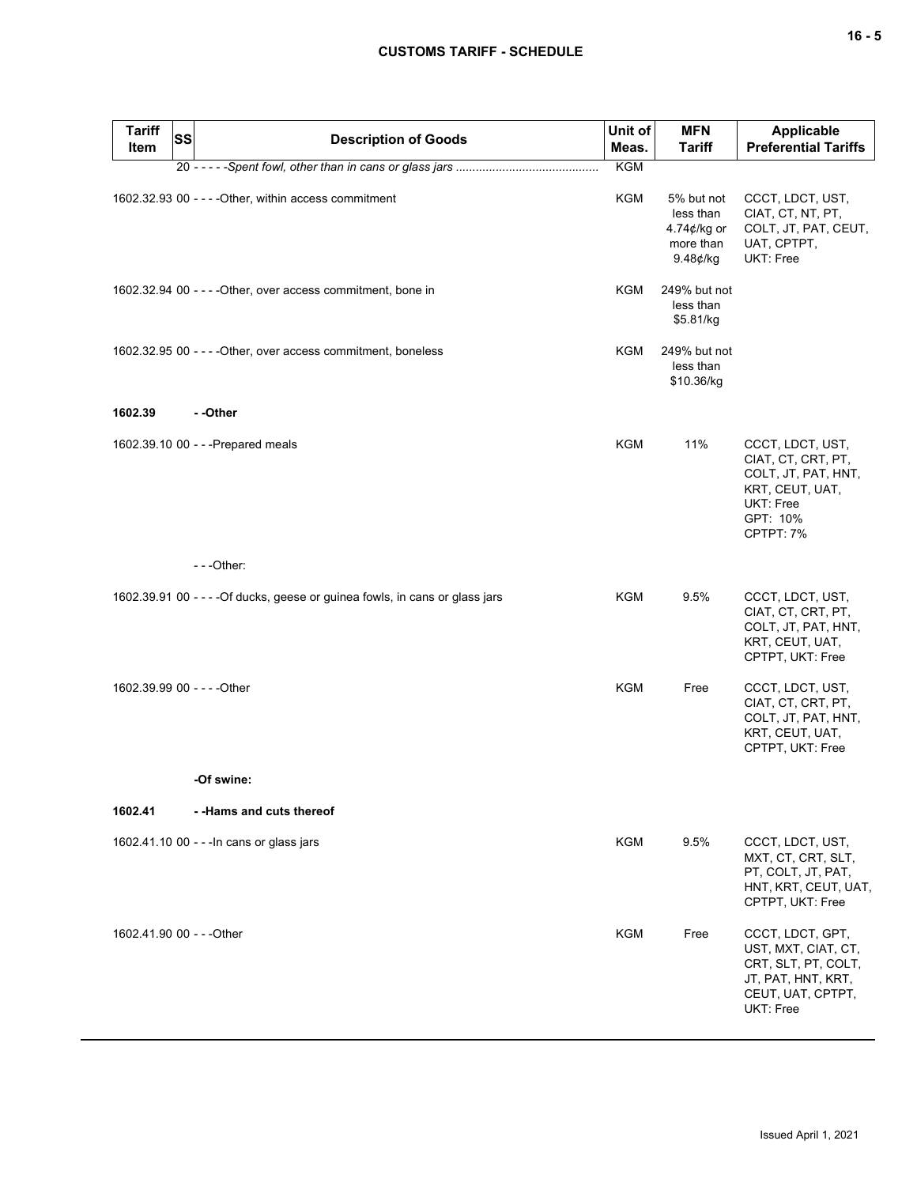| Tariff Item | SS | Description of Goods | Unit of Meas. | MFN Tariff | Applicable Preferential Tariffs |
|---|---|---|---|---|---|
| | 20 | - - - - -*Spent fowl, other than in cans or glass jars* | KGM | | |
| 1602.32.93 | 00 | - - - -Other, within access commitment | KGM | 5% but not less than 4.74¢/kg or more than 9.48¢/kg | CCCT, LDCT, UST, CIAT, CT, NT, PT, COLT, JT, PAT, CEUT, UAT, CPTPT, UKT: Free |
| 1602.32.94 | 00 | - - - -Other, over access commitment, bone in | KGM | 249% but not less than $5.81/kg | |
| 1602.32.95 | 00 | - - - -Other, over access commitment, boneless | KGM | 249% but not less than $10.36/kg | |
| **1602.39** | | **- -Other** | | | |
| 1602.39.10 | 00 | - - -Prepared meals | KGM | 11% | CCCT, LDCT, UST, CIAT, CT, CRT, PT, COLT, JT, PAT, HNT, KRT, CEUT, UAT, UKT: Free<br>GPT: 10%<br>CPTPT: 7% |
| | | - - -Other: | | | |
| 1602.39.91 | 00 | - - - -Of ducks, geese or guinea fowls, in cans or glass jars | KGM | 9.5% | CCCT, LDCT, UST, CIAT, CT, CRT, PT, COLT, JT, PAT, HNT, KRT, CEUT, UAT, CPTPT, UKT: Free |
| 1602.39.99 | 00 | - - - -Other | KGM | Free | CCCT, LDCT, UST, CIAT, CT, CRT, PT, COLT, JT, PAT, HNT, KRT, CEUT, UAT, CPTPT, UKT: Free |
| | | **-Of swine:** | | | |
| **1602.41** | | **- -Hams and cuts thereof** | | | |
| 1602.41.10 | 00 | - - -In cans or glass jars | KGM | 9.5% | CCCT, LDCT, UST, MXT, CT, CRT, SLT, PT, COLT, JT, PAT, HNT, KRT, CEUT, UAT, CPTPT, UKT: Free |
| 1602.41.90 | 00 | - - -Other | KGM | Free | CCCT, LDCT, GPT, UST, MXT, CIAT, CT, CRT, SLT, PT, COLT, JT, PAT, HNT, KRT, CEUT, UAT, CPTPT, UKT: Free |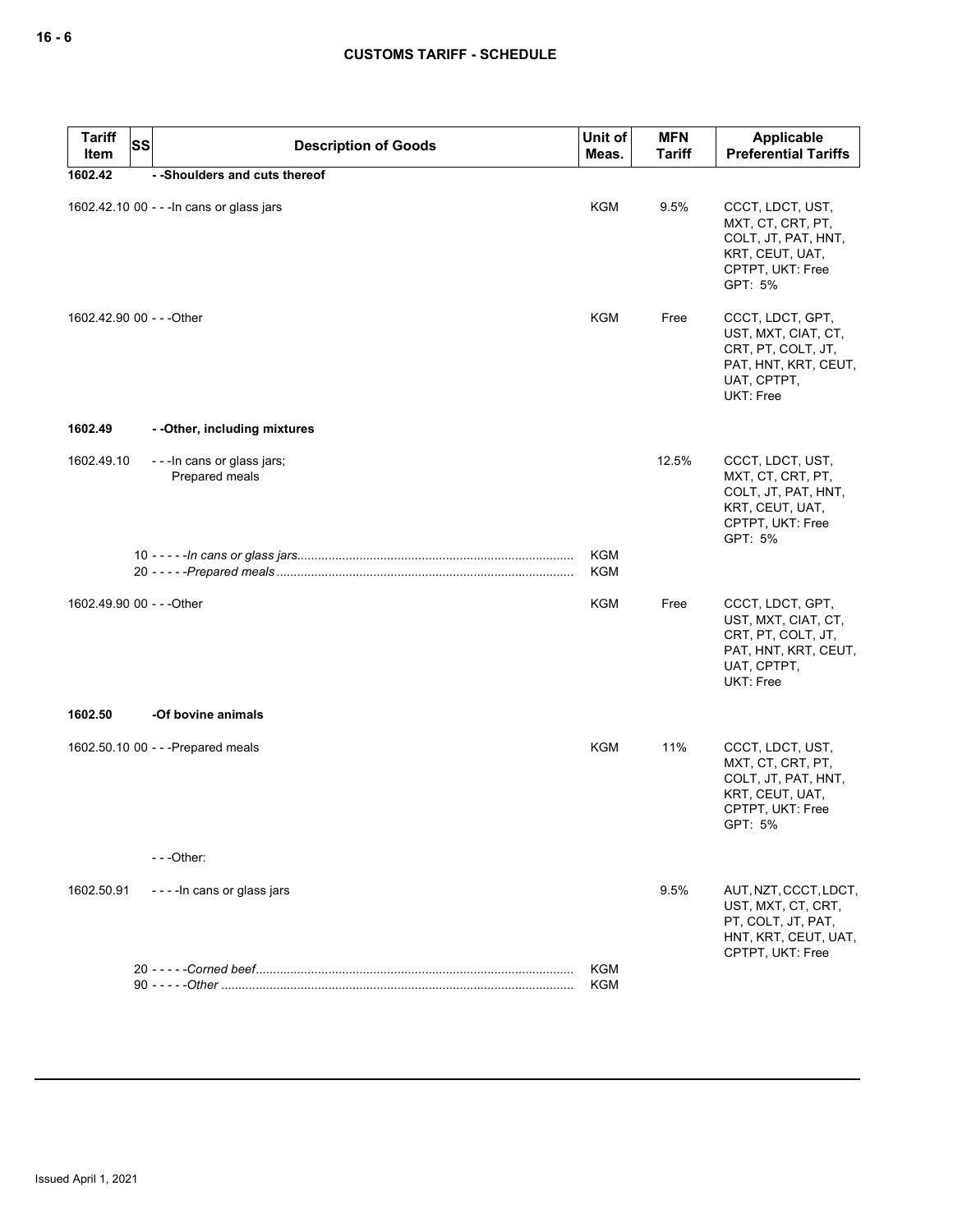| Tariff Item | SS | Description of Goods | Unit of Meas. | MFN Tariff | Applicable Preferential Tariffs |
|---|---|---|---|---|---|
| 1602.42 | | - -Shoulders and cuts thereof | | | |
| 1602.42.10 | 00 | - - -In cans or glass jars | KGM | 9.5% | CCCT, LDCT, UST, MXT, CT, CRT, PT, COLT, JT, PAT, HNT, KRT, CEUT, UAT, CPTPT, UKT: Free<br>GPT: 5% |
| 1602.42.90 | 00 | - - -Other | KGM | Free | CCCT, LDCT, GPT, UST, MXT, CIAT, CT, CRT, PT, COLT, JT, PAT, HNT, KRT, CEUT, UAT, CPTPT, UKT: Free |
| 1602.49 | | - -Other, including mixtures | | | |
| 1602.49.10 | | - - -In cans or glass jars;<br>Prepared meals | | 12.5% | CCCT, LDCT, UST, MXT, CT, CRT, PT, COLT, JT, PAT, HNT, KRT, CEUT, UAT, CPTPT, UKT: Free<br>GPT: 5% |
| | 10 | - - - - -*In cans or glass jars* | KGM | | |
| | 20 | - - - - -*Prepared meals* | KGM | | |
| 1602.49.90 | 00 | - - -Other | KGM | Free | CCCT, LDCT, GPT, UST, MXT, CIAT, CT, CRT, PT, COLT, JT, PAT, HNT, KRT, CEUT, UAT, CPTPT, UKT: Free |
| 1602.50 | | -Of bovine animals | | | |
| 1602.50.10 | 00 | - - -Prepared meals | KGM | 11% | CCCT, LDCT, UST, MXT, CT, CRT, PT, COLT, JT, PAT, HNT, KRT, CEUT, UAT, CPTPT, UKT: Free<br>GPT: 5% |
| | | - - -Other: | | | |
| 1602.50.91 | | - - - -In cans or glass jars | | 9.5% | AUT, NZT, CCCT, LDCT, UST, MXT, CT, CRT, PT, COLT, JT, PAT, HNT, KRT, CEUT, UAT, CPTPT, UKT: Free |
| | 20 | - - - - -*Corned beef* | KGM | | |
| | 90 | - - - - -*Other* | KGM | | |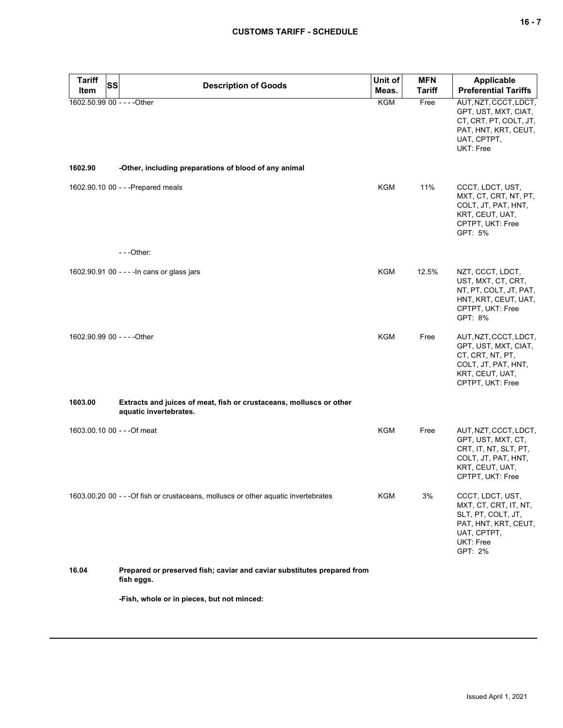| Tariff Item | SS | Description of Goods | Unit of Meas. | MFN Tariff | Applicable Preferential Tariffs |
|---|---|---|---|---|---|
| 1602.50.99 | 00 | - - - -Other | KGM | Free | AUT, NZT, CCCT, LDCT, GPT, UST, MXT, CIAT, CT, CRT, PT, COLT, JT, PAT, HNT, KRT, CEUT, UAT, CPTPT, UKT: Free |
| **1602.90** | | **-Other, including preparations of blood of any animal** | | | |
| 1602.90.10 | 00 | - - -Prepared meals | KGM | 11% | CCCT, LDCT, UST, MXT, CT, CRT, NT, PT, COLT, JT, PAT, HNT, KRT, CEUT, UAT, CPTPT, UKT: Free<br>GPT: 5% |
| | | - - -Other: | | | |
| 1602.90.91 | 00 | - - - -In cans or glass jars | KGM | 12.5% | NZT, CCCT, LDCT, UST, MXT, CT, CRT, NT, PT, COLT, JT, PAT, HNT, KRT, CEUT, UAT, CPTPT, UKT: Free<br>GPT: 8% |
| 1602.90.99 | 00 | - - - -Other | KGM | Free | AUT, NZT, CCCT, LDCT, GPT, UST, MXT, CIAT, CT, CRT, NT, PT, COLT, JT, PAT, HNT, KRT, CEUT, UAT, CPTPT, UKT: Free |
| **1603.00** | | **Extracts and juices of meat, fish or crustaceans, molluscs or other aquatic invertebrates.** | | | |
| 1603.00.10 | 00 | - - -Of meat | KGM | Free | AUT, NZT, CCCT, LDCT, GPT, UST, MXT, CT, CRT, IT, NT, SLT, PT, COLT, JT, PAT, HNT, KRT, CEUT, UAT, CPTPT, UKT: Free |
| 1603.00.20 | 00 | - - -Of fish or crustaceans, molluscs or other aquatic invertebrates | KGM | 3% | CCCT, LDCT, UST, MXT, CT, CRT, IT, NT, SLT, PT, COLT, JT, PAT, HNT, KRT, CEUT, UAT, CPTPT, UKT: Free<br>GPT: 2% |
| **16.04** | | **Prepared or preserved fish; caviar and caviar substitutes prepared from fish eggs.** | | | |
| | | **-Fish, whole or in pieces, but not minced:** | | | |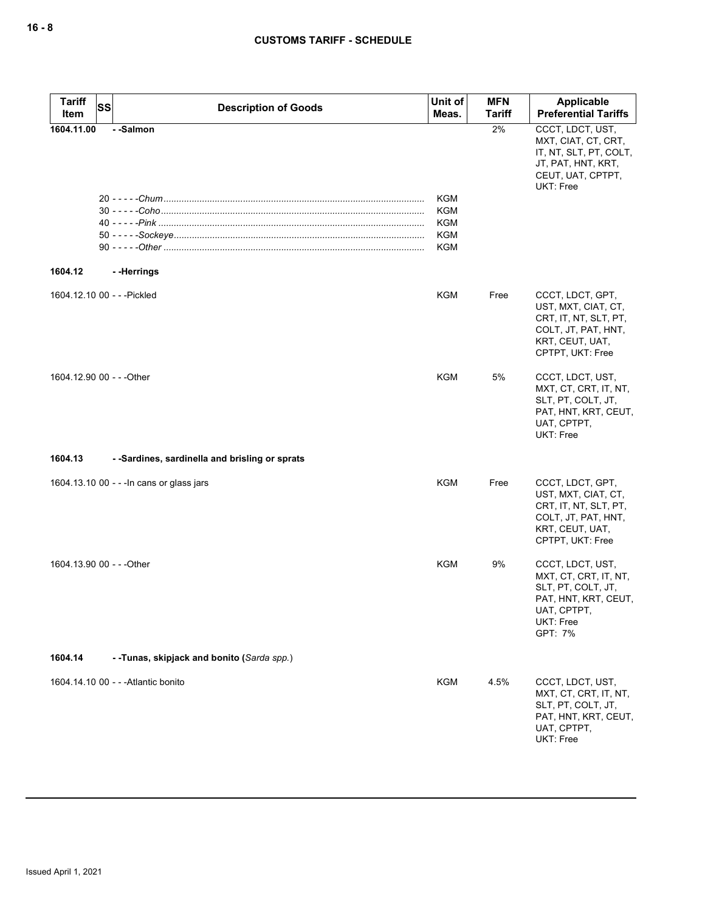| Tariff Item | SS | Description of Goods | Unit of Meas. | MFN Tariff | Applicable Preferential Tariffs |
|---|---|---|---|---|---|
| **1604.11.00** | | **- -Salmon** | | 2% | CCCT, LDCT, UST, MXT, CIAT, CT, CRT, IT, NT, SLT, PT, COLT, JT, PAT, HNT, KRT, CEUT, UAT, CPTPT, UKT: Free |
| | | 20 - - - - -*Chum* | KGM | | |
| | | 30 - - - - -*Coho* | KGM | | |
| | | 40 - - - - -*Pink* | KGM | | |
| | | 50 - - - - -*Sockeye* | KGM | | |
| | | 90 - - - - -*Other* | KGM | | |
| **1604.12** | | **- -Herrings** | | | |
| 1604.12.10 | 00 | - - -Pickled | KGM | Free | CCCT, LDCT, GPT, UST, MXT, CIAT, CT, CRT, IT, NT, SLT, PT, COLT, JT, PAT, HNT, KRT, CEUT, UAT, CPTPT, UKT: Free |
| 1604.12.90 | 00 | - - -Other | KGM | 5% | CCCT, LDCT, UST, MXT, CT, CRT, IT, NT, SLT, PT, COLT, JT, PAT, HNT, KRT, CEUT, UAT, CPTPT, UKT: Free |
| **1604.13** | | **- -Sardines, sardinella and brisling or sprats** | | | |
| 1604.13.10 | 00 | - - -In cans or glass jars | KGM | Free | CCCT, LDCT, GPT, UST, MXT, CIAT, CT, CRT, IT, NT, SLT, PT, COLT, JT, PAT, HNT, KRT, CEUT, UAT, CPTPT, UKT: Free |
| 1604.13.90 | 00 | - - -Other | KGM | 9% | CCCT, LDCT, UST, MXT, CT, CRT, IT, NT, SLT, PT, COLT, JT, PAT, HNT, KRT, CEUT, UAT, CPTPT, UKT: Free GPT: 7% |
| **1604.14** | | **- -Tunas, skipjack and bonito (*Sarda spp.*)** | | | |
| 1604.14.10 | 00 | - - -Atlantic bonito | KGM | 4.5% | CCCT, LDCT, UST, MXT, CT, CRT, IT, NT, SLT, PT, COLT, JT, PAT, HNT, KRT, CEUT, UAT, CPTPT, UKT: Free |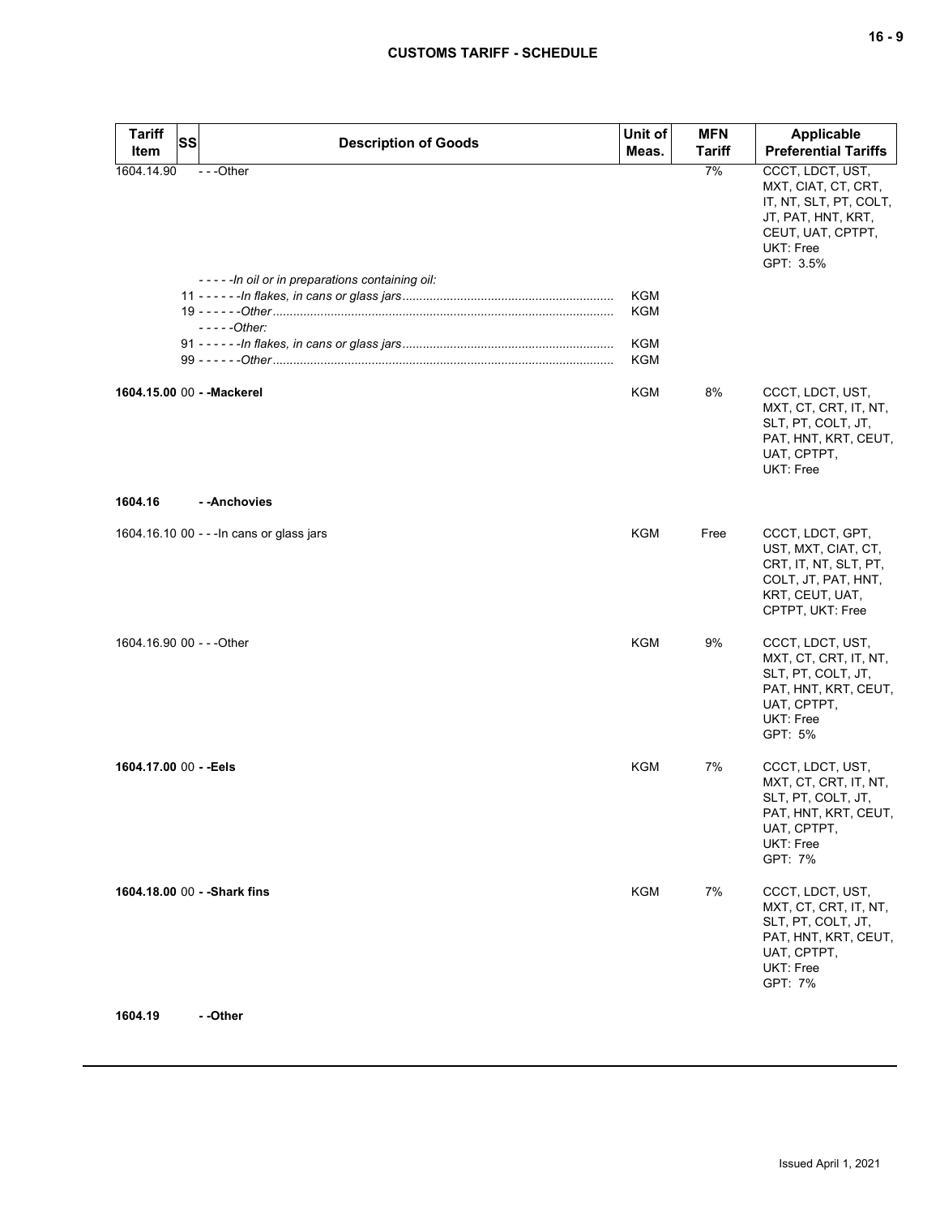| Tariff Item | SS | Description of Goods | Unit of Meas. | MFN Tariff | Applicable Preferential Tariffs |
|---|---|---|---|---|---|
| 1604.14.90 | | - - -Other | | 7% | CCCT, LDCT, UST, MXT, CIAT, CT, CRT, IT, NT, SLT, PT, COLT, JT, PAT, HNT, KRT, CEUT, UAT, CPTPT, UKT: Free<br>GPT: 3.5% |
| | | *- - - - -In oil or in preparations containing oil:* | | | |
| | 11 | *- - - - - -In flakes, in cans or glass jars* | KGM | | |
| | 19 | *- - - - - -Other* | KGM | | |
| | | *- - - - -Other:* | | | |
| | 91 | *- - - - - -In flakes, in cans or glass jars* | KGM | | |
| | 99 | *- - - - - -Other* | KGM | | |
| **1604.15.00** | 00 | **- -Mackerel** | KGM | 8% | CCCT, LDCT, UST, MXT, CT, CRT, IT, NT, SLT, PT, COLT, JT, PAT, HNT, KRT, CEUT, UAT, CPTPT, UKT: Free |
| **1604.16** | | **- -Anchovies** | | | |
| 1604.16.10 | 00 | - - -In cans or glass jars | KGM | Free | CCCT, LDCT, GPT, UST, MXT, CIAT, CT, CRT, IT, NT, SLT, PT, COLT, JT, PAT, HNT, KRT, CEUT, UAT, CPTPT, UKT: Free |
| 1604.16.90 | 00 | - - -Other | KGM | 9% | CCCT, LDCT, UST, MXT, CT, CRT, IT, NT, SLT, PT, COLT, JT, PAT, HNT, KRT, CEUT, UAT, CPTPT, UKT: Free<br>GPT: 5% |
| **1604.17.00** | 00 | **- -Eels** | KGM | 7% | CCCT, LDCT, UST, MXT, CT, CRT, IT, NT, SLT, PT, COLT, JT, PAT, HNT, KRT, CEUT, UAT, CPTPT, UKT: Free<br>GPT: 7% |
| **1604.18.00** | 00 | **- -Shark fins** | KGM | 7% | CCCT, LDCT, UST, MXT, CT, CRT, IT, NT, SLT, PT, COLT, JT, PAT, HNT, KRT, CEUT, UAT, CPTPT, UKT: Free<br>GPT: 7% |
| **1604.19** | | **- -Other** | | | |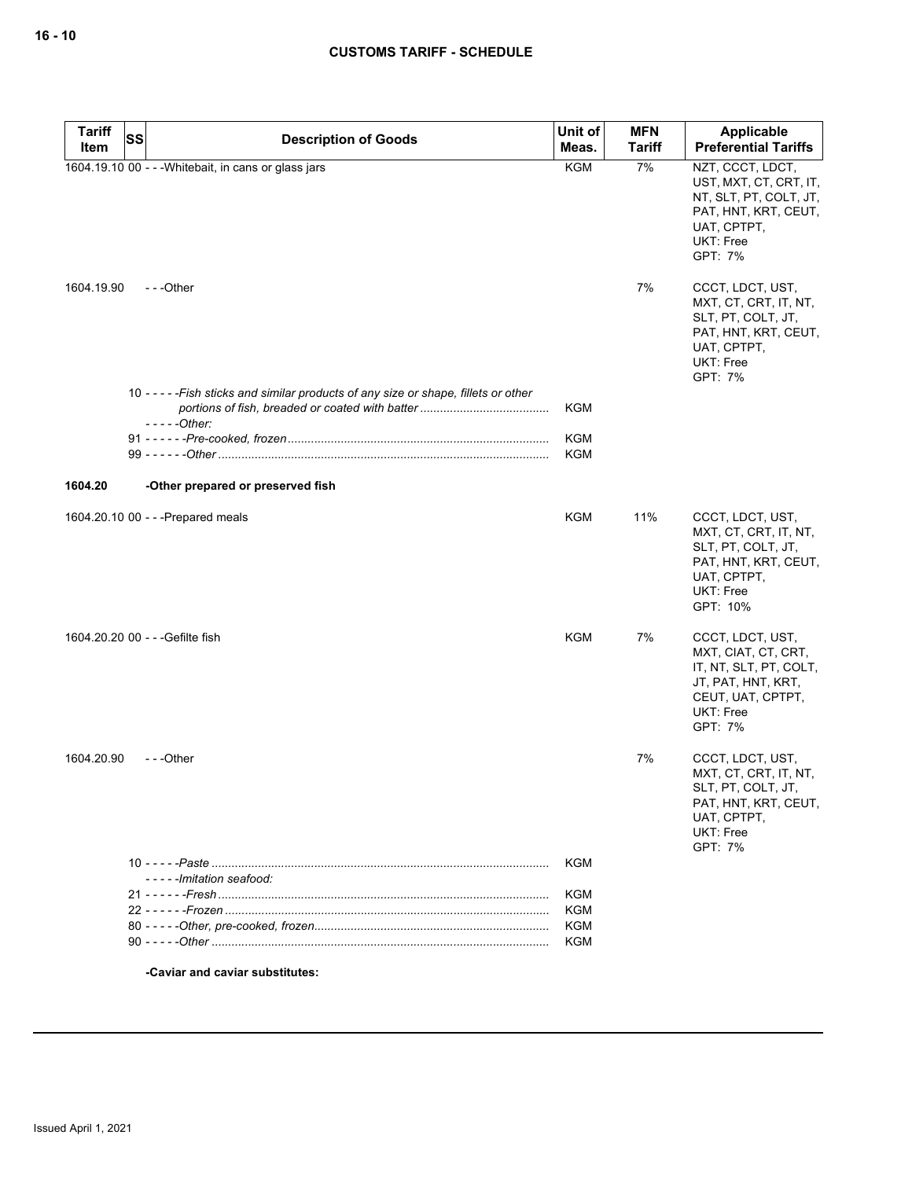| Tariff Item | SS | Description of Goods | Unit of Meas. | MFN Tariff | Applicable Preferential Tariffs |
|---|---|---|---|---|---|
| 1604.19.10 | 00 | - - -Whitebait, in cans or glass jars | KGM | 7% | NZT, CCCT, LDCT, UST, MXT, CT, CRT, IT, NT, SLT, PT, COLT, JT, PAT, HNT, KRT, CEUT, UAT, CPTPT, UKT: Free<br>GPT: 7% |
| 1604.19.90 | | - - -Other | | 7% | CCCT, LDCT, UST, MXT, CT, CRT, IT, NT, SLT, PT, COLT, JT, PAT, HNT, KRT, CEUT, UAT, CPTPT, UKT: Free<br>GPT: 7% |
| | 10 | - - - - -*Fish sticks and similar products of any size or shape, fillets or other portions of fish, breaded or coated with batter* | KGM | | |
| | | - - - - -*Other:* | | | |
| | 91 | - - - - - -*Pre-cooked, frozen* | KGM | | |
| | 99 | - - - - - -*Other* | KGM | | |
| **1604.20** | | **-Other prepared or preserved fish** | | | |
| 1604.20.10 | 00 | - - -Prepared meals | KGM | 11% | CCCT, LDCT, UST, MXT, CT, CRT, IT, NT, SLT, PT, COLT, JT, PAT, HNT, KRT, CEUT, UAT, CPTPT, UKT: Free<br>GPT: 10% |
| 1604.20.20 | 00 | - - -Gefilte fish | KGM | 7% | CCCT, LDCT, UST, MXT, CIAT, CT, CRT, IT, NT, SLT, PT, COLT, JT, PAT, HNT, KRT, CEUT, UAT, CPTPT, UKT: Free<br>GPT: 7% |
| 1604.20.90 | | - - -Other | | 7% | CCCT, LDCT, UST, MXT, CT, CRT, IT, NT, SLT, PT, COLT, JT, PAT, HNT, KRT, CEUT, UAT, CPTPT, UKT: Free<br>GPT: 7% |
| | 10 | - - - - -*Paste* | KGM | | |
| | | - - - - -*Imitation seafood:* | | | |
| | 21 | - - - - - -*Fresh* | KGM | | |
| | 22 | - - - - - -*Frozen* | KGM | | |
| | 80 | - - - - -*Other, pre-cooked, frozen* | KGM | | |
| | 90 | - - - - -*Other* | KGM | | |
| | | **-Caviar and caviar substitutes:** | | | |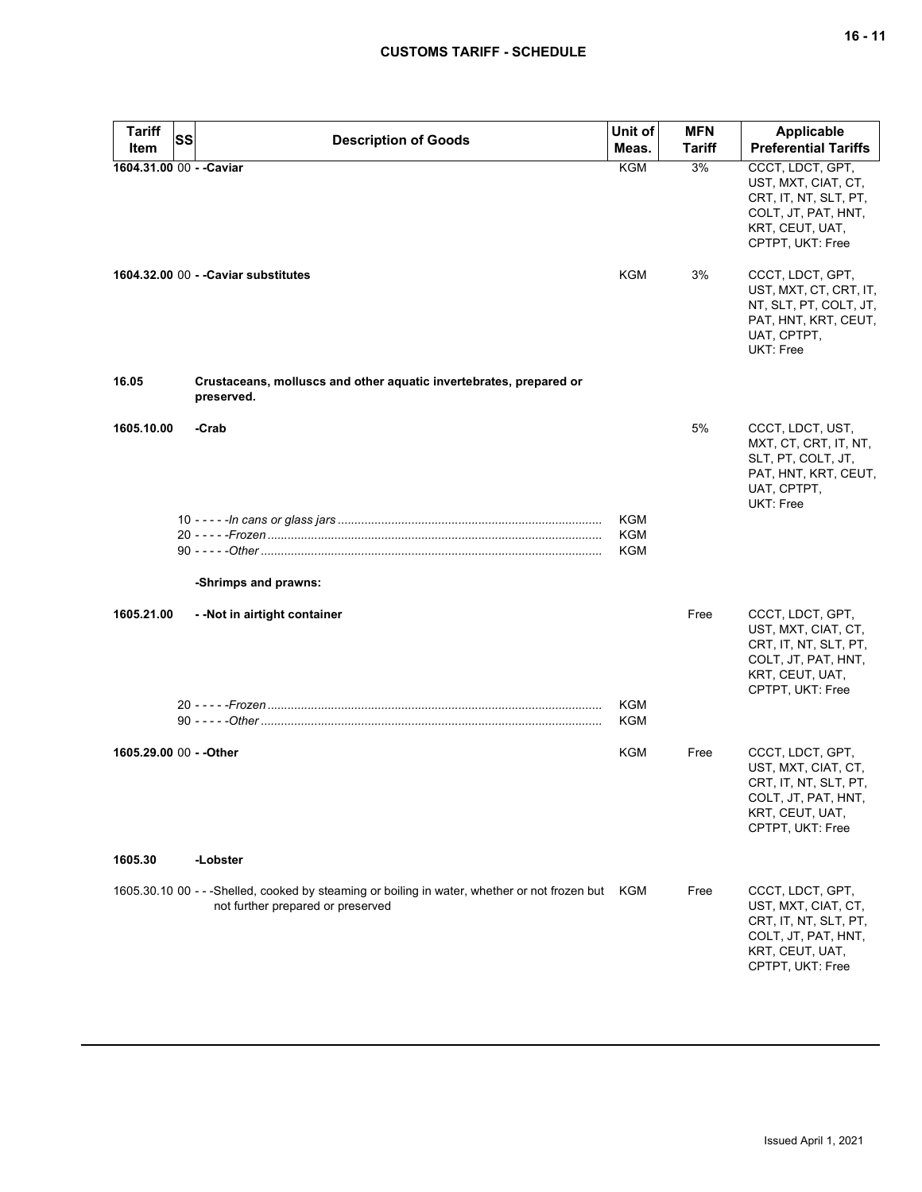| Tariff Item | SS | Description of Goods | Unit of Meas. | MFN Tariff | Applicable Preferential Tariffs |
|---|---|---|---|---|---|
| 1604.31.00 | 00 | - -Caviar | KGM | 3% | CCCT, LDCT, GPT, UST, MXT, CIAT, CT, CRT, IT, NT, SLT, PT, COLT, JT, PAT, HNT, KRT, CEUT, UAT, CPTPT, UKT: Free |
| 1604.32.00 | 00 | - -Caviar substitutes | KGM | 3% | CCCT, LDCT, GPT, UST, MXT, CT, CRT, IT, NT, SLT, PT, COLT, JT, PAT, HNT, KRT, CEUT, UAT, CPTPT, UKT: Free |
| 16.05 | | Crustaceans, molluscs and other aquatic invertebrates, prepared or preserved. | | | |
| 1605.10.00 | | -Crab | | 5% | CCCT, LDCT, UST, MXT, CT, CRT, IT, NT, SLT, PT, COLT, JT, PAT, HNT, KRT, CEUT, UAT, CPTPT, UKT: Free |
| | 10 | - - - - -*In cans or glass jars* | KGM | | |
| | 20 | - - - - -*Frozen* | KGM | | |
| | 90 | - - - - -*Other* | KGM | | |
| | | -Shrimps and prawns: | | | |
| 1605.21.00 | | - -Not in airtight container | | Free | CCCT, LDCT, GPT, UST, MXT, CIAT, CT, CRT, IT, NT, SLT, PT, COLT, JT, PAT, HNT, KRT, CEUT, UAT, CPTPT, UKT: Free |
| | 20 | - - - - -*Frozen* | KGM | | |
| | 90 | - - - - -*Other* | KGM | | |
| 1605.29.00 | 00 | - -Other | KGM | Free | CCCT, LDCT, GPT, UST, MXT, CIAT, CT, CRT, IT, NT, SLT, PT, COLT, JT, PAT, HNT, KRT, CEUT, UAT, CPTPT, UKT: Free |
| 1605.30 | | -Lobster | | | |
| 1605.30.10 | 00 | - - -Shelled, cooked by steaming or boiling in water, whether or not frozen but not further prepared or preserved | KGM | Free | CCCT, LDCT, GPT, UST, MXT, CIAT, CT, CRT, IT, NT, SLT, PT, COLT, JT, PAT, HNT, KRT, CEUT, UAT, CPTPT, UKT: Free |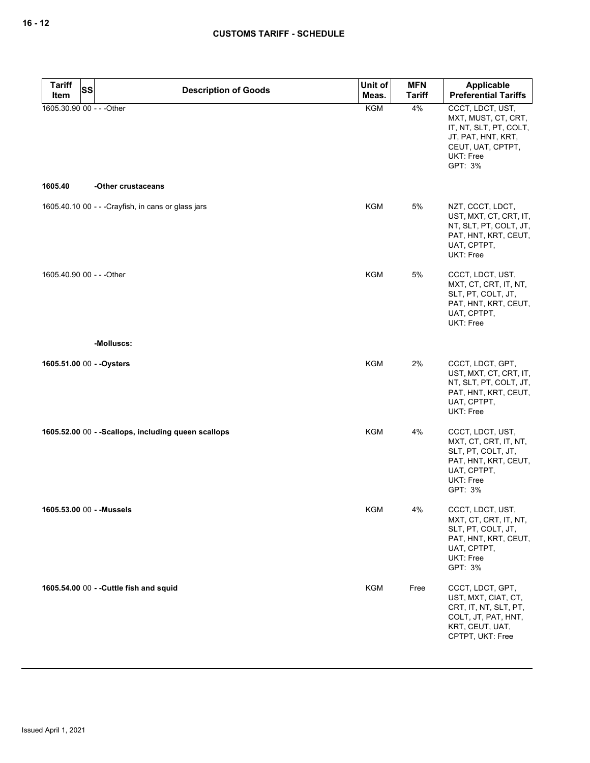| Tariff Item | SS | Description of Goods | Unit of Meas. | MFN Tariff | Applicable Preferential Tariffs |
|---|---|---|---|---|---|
| 1605.30.90 | 00 | - - -Other | KGM | 4% | CCCT, LDCT, UST, MXT, MUST, CT, CRT, IT, NT, SLT, PT, COLT, JT, PAT, HNT, KRT, CEUT, UAT, CPTPT, UKT: Free<br>GPT: 3% |
| **1605.40** | | **-Other crustaceans** | | | |
| 1605.40.10 | 00 | - - -Crayfish, in cans or glass jars | KGM | 5% | NZT, CCCT, LDCT, UST, MXT, CT, CRT, IT, NT, SLT, PT, COLT, JT, PAT, HNT, KRT, CEUT, UAT, CPTPT, UKT: Free |
| 1605.40.90 | 00 | - - -Other | KGM | 5% | CCCT, LDCT, UST, MXT, CT, CRT, IT, NT, SLT, PT, COLT, JT, PAT, HNT, KRT, CEUT, UAT, CPTPT, UKT: Free |
| | | **-Molluscs:** | | | |
| **1605.51.00** | 00 | **- -Oysters** | KGM | 2% | CCCT, LDCT, GPT, UST, MXT, CT, CRT, IT, NT, SLT, PT, COLT, JT, PAT, HNT, KRT, CEUT, UAT, CPTPT, UKT: Free |
| **1605.52.00** | 00 | **- -Scallops, including queen scallops** | KGM | 4% | CCCT, LDCT, UST, MXT, CT, CRT, IT, NT, SLT, PT, COLT, JT, PAT, HNT, KRT, CEUT, UAT, CPTPT, UKT: Free<br>GPT: 3% |
| **1605.53.00** | 00 | **- -Mussels** | KGM | 4% | CCCT, LDCT, UST, MXT, CT, CRT, IT, NT, SLT, PT, COLT, JT, PAT, HNT, KRT, CEUT, UAT, CPTPT, UKT: Free<br>GPT: 3% |
| **1605.54.00** | 00 | **- -Cuttle fish and squid** | KGM | Free | CCCT, LDCT, GPT, UST, MXT, CIAT, CT, CRT, IT, NT, SLT, PT, COLT, JT, PAT, HNT, KRT, CEUT, UAT, CPTPT, UKT: Free |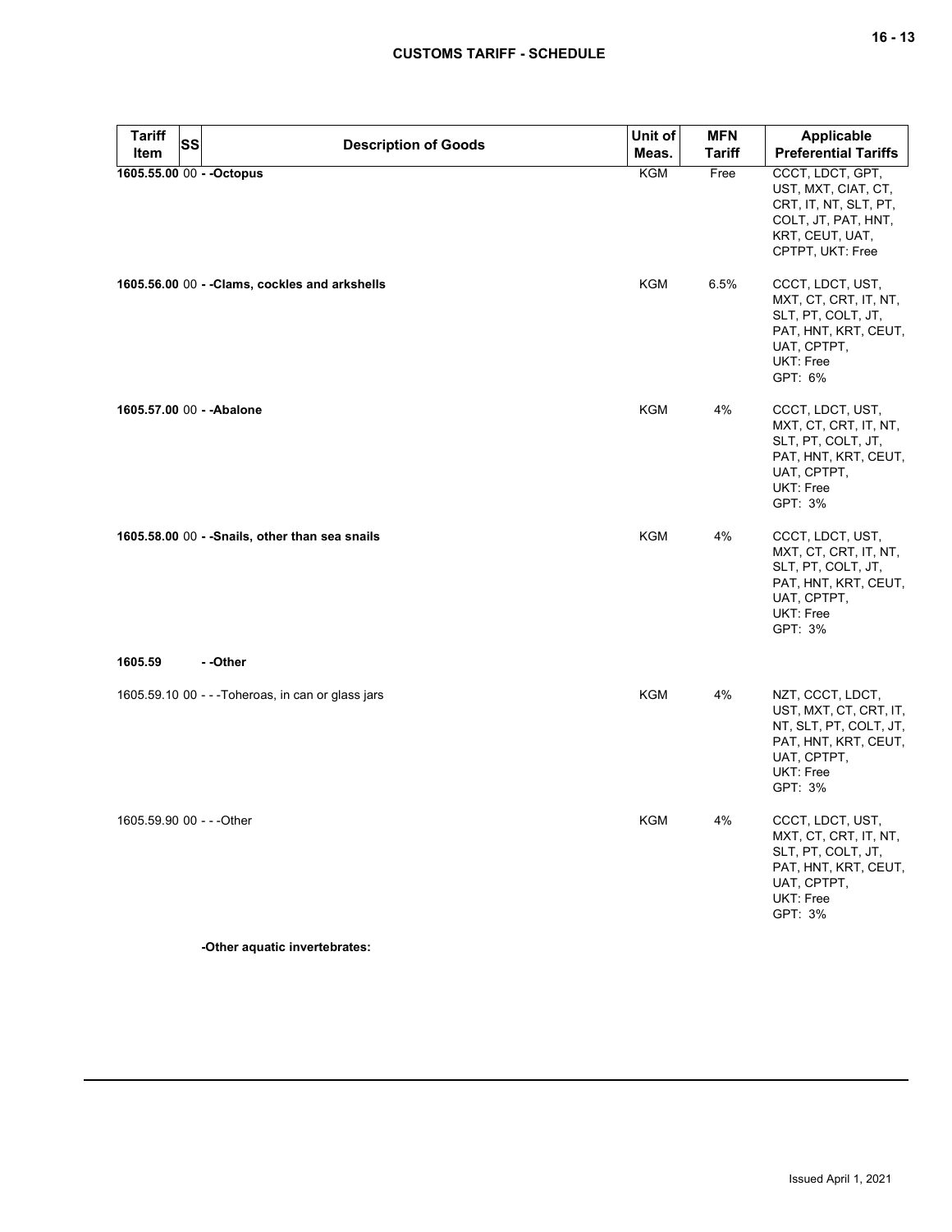| Tariff Item | SS | Description of Goods | Unit of Meas. | MFN Tariff | Applicable Preferential Tariffs |
|---|---|---|---|---|---|
| **1605.55.00** | 00 | **- -Octopus** | KGM | Free | CCCT, LDCT, GPT, UST, MXT, CIAT, CT, CRT, IT, NT, SLT, PT, COLT, JT, PAT, HNT, KRT, CEUT, UAT, CPTPT, UKT: Free |
| **1605.56.00** | 00 | **- -Clams, cockles and arkshells** | KGM | 6.5% | CCCT, LDCT, UST, MXT, CT, CRT, IT, NT, SLT, PT, COLT, JT, PAT, HNT, KRT, CEUT, UAT, CPTPT, UKT: Free GPT: 6% |
| **1605.57.00** | 00 | **- -Abalone** | KGM | 4% | CCCT, LDCT, UST, MXT, CT, CRT, IT, NT, SLT, PT, COLT, JT, PAT, HNT, KRT, CEUT, UAT, CPTPT, UKT: Free GPT: 3% |
| **1605.58.00** | 00 | **- -Snails, other than sea snails** | KGM | 4% | CCCT, LDCT, UST, MXT, CT, CRT, IT, NT, SLT, PT, COLT, JT, PAT, HNT, KRT, CEUT, UAT, CPTPT, UKT: Free GPT: 3% |
| **1605.59** | | **- -Other** | | | |
| 1605.59.10 | 00 | - - -Toheroas, in can or glass jars | KGM | 4% | NZT, CCCT, LDCT, UST, MXT, CT, CRT, IT, NT, SLT, PT, COLT, JT, PAT, HNT, KRT, CEUT, UAT, CPTPT, UKT: Free GPT: 3% |
| 1605.59.90 | 00 | - - -Other | KGM | 4% | CCCT, LDCT, UST, MXT, CT, CRT, IT, NT, SLT, PT, COLT, JT, PAT, HNT, KRT, CEUT, UAT, CPTPT, UKT: Free GPT: 3% |
| | | **-Other aquatic invertebrates:** | | | |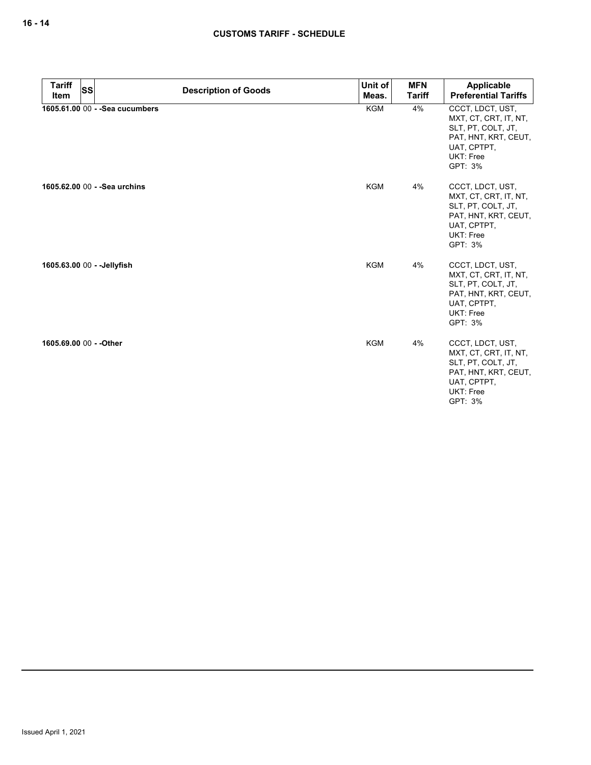| Tariff Item | SS | Description of Goods | Unit of Meas. | MFN Tariff | Applicable Preferential Tariffs |
|---|---|---|---|---|---|
| **1605.61.00** | 00 | **- -Sea cucumbers** | KGM | 4% | CCCT, LDCT, UST, MXT, CT, CRT, IT, NT, SLT, PT, COLT, JT, PAT, HNT, KRT, CEUT, UAT, CPTPT, UKT: Free GPT: 3% |
| **1605.62.00** | 00 | **- -Sea urchins** | KGM | 4% | CCCT, LDCT, UST, MXT, CT, CRT, IT, NT, SLT, PT, COLT, JT, PAT, HNT, KRT, CEUT, UAT, CPTPT, UKT: Free GPT: 3% |
| **1605.63.00** | 00 | **- -Jellyfish** | KGM | 4% | CCCT, LDCT, UST, MXT, CT, CRT, IT, NT, SLT, PT, COLT, JT, PAT, HNT, KRT, CEUT, UAT, CPTPT, UKT: Free GPT: 3% |
| **1605.69.00** | 00 | **- -Other** | KGM | 4% | CCCT, LDCT, UST, MXT, CT, CRT, IT, NT, SLT, PT, COLT, JT, PAT, HNT, KRT, CEUT, UAT, CPTPT, UKT: Free GPT: 3% |